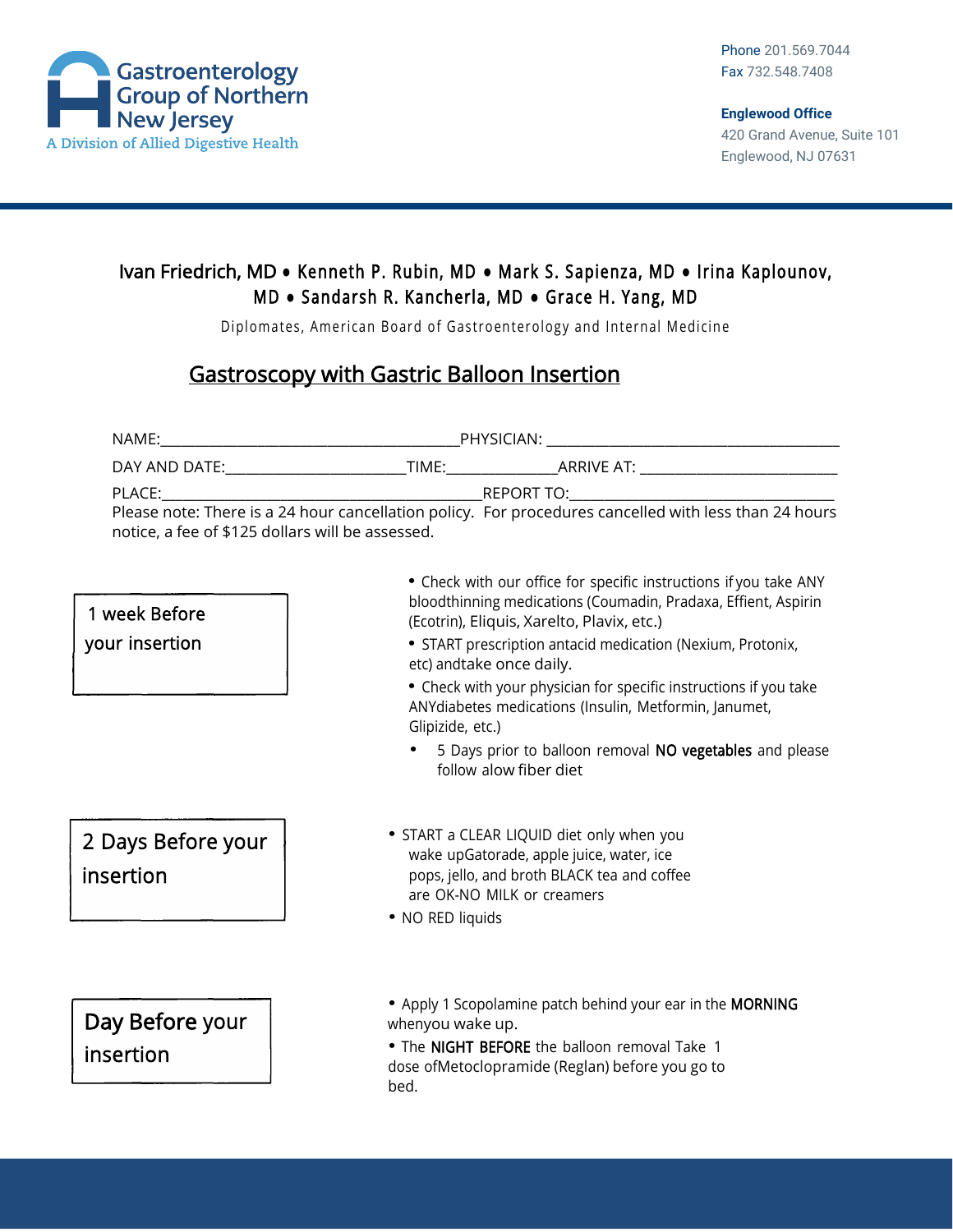Gastroenterology Group of Northern New Jersey
A Division of Allied Digestive Health

Phone 201.569.7044
Fax 732.548.7408

**Englewood Office**
420 Grand Avenue, Suite 101
Englewood, NJ 07631

Ivan Friedrich, MD • Kenneth P. Rubin, MD • Mark S. Sapienza, MD • Irina Kaplounov, MD • Sandarsh R. Kancherla, MD • Grace H. Yang, MD

Diplomates, American Board of Gastroenterology and Internal Medicine

# Gastroscopy with Gastric Balloon Insertion

NAME:______________________________________PHYSICIAN: _____________________________________

DAY AND DATE:_______________________TIME:______________ARRIVE AT: __________________________

PLACE:_________________________________________REPORT TO:___________________________________

Please note: There is a 24 hour cancellation policy. For procedures cancelled with less than 24 hours notice, a fee of $125 dollars will be assessed.

## 1 week Before your insertion

- Check with our office for specific instructions if you take ANY bloodthinning medications (Coumadin, Pradaxa, Effient, Aspirin (Ecotrin), Eliquis, Xarelto, Plavix, etc.)
- START prescription antacid medication (Nexium, Protonix, etc) andtake once daily.
- Check with your physician for specific instructions if you take ANYdiabetes medications (Insulin, Metformin, Janumet, Glipizide, etc.)
- 5 Days prior to balloon removal **NO vegetables** and please follow alow fiber diet

## 2 Days Before your insertion

- START a CLEAR LIQUID diet only when you wake upGatorade, apple juice, water, ice pops, jello, and broth BLACK tea and coffee are OK-NO MILK or creamers
- NO RED liquids

## Day Before your insertion

- Apply 1 Scopolamine patch behind your ear in the **MORNING** whenyou wake up.
- The **NIGHT BEFORE** the balloon removal Take 1 dose ofMetoclopramide (Reglan) before you go to bed.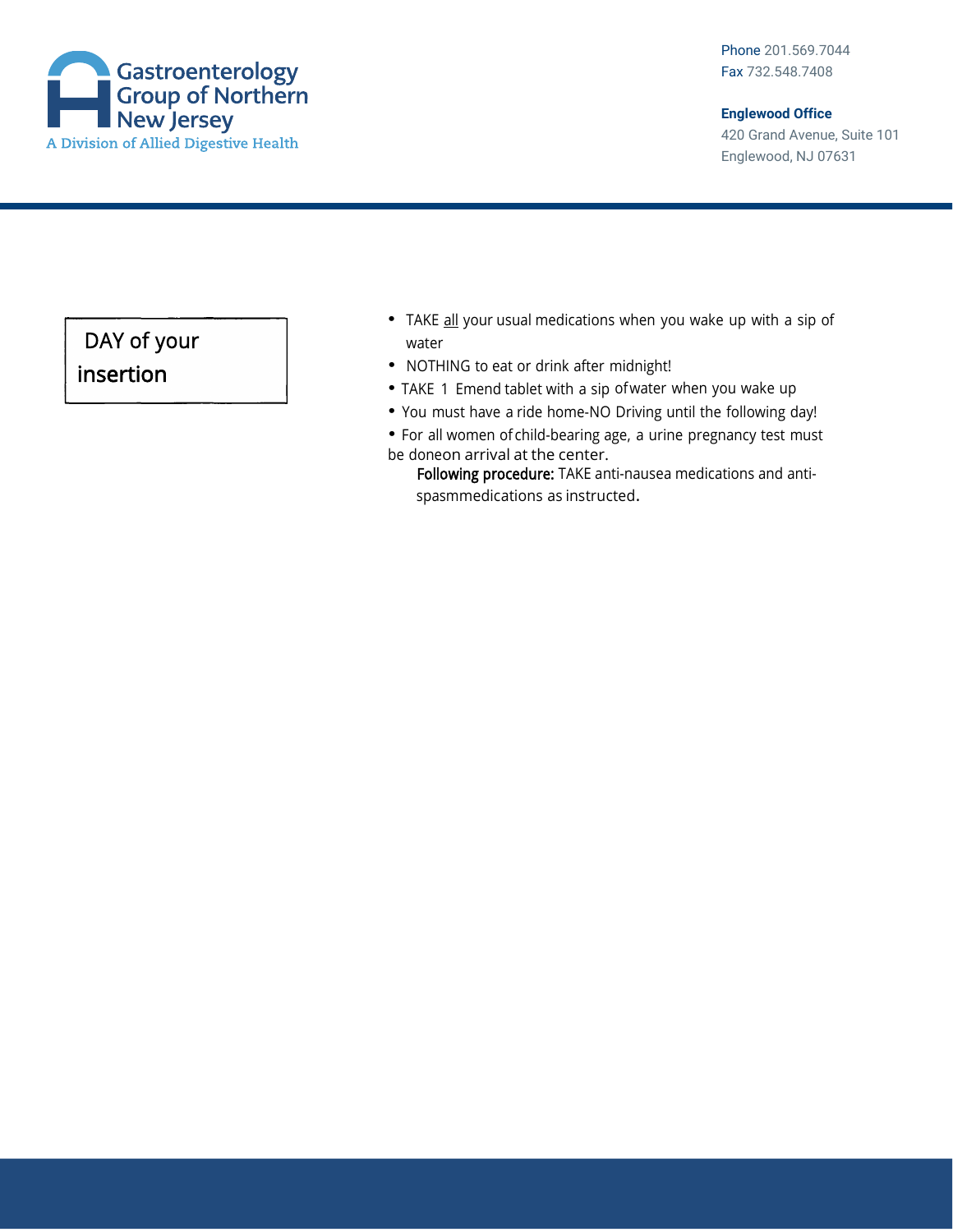Gastroenterology Group of Northern New Jersey
A Division of Allied Digestive Health

Phone 201.569.7044
Fax 732.548.7408

**Englewood Office**
420 Grand Avenue, Suite 101
Englewood, NJ 07631

## DAY of your insertion

- TAKE <u>all</u> your usual medications when you wake up with a sip of water
- NOTHING to eat or drink after midnight!
- TAKE 1 Emend tablet with a sip of water when you wake up
- You must have a ride home-NO Driving until the following day!
- For all women of child-bearing age, a urine pregnancy test must be doneon arrival at the center.

**Following procedure:** TAKE anti-nausea medications and anti-spasmmedications as instructed.